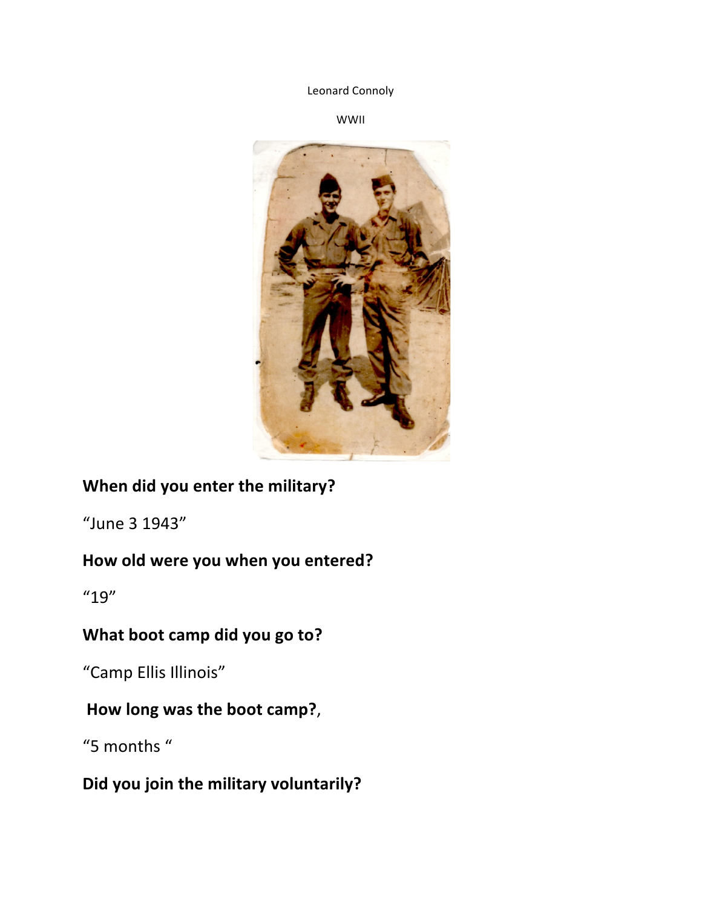Leonard Connoly

WWII

**When did you enter the military?**

"June 3 1943"

**How old were you when you entered?**

"19"

**What boot camp did you go to?**

"Camp Ellis Illinois"

**How long was the boot camp?**,

"5 months "

**Did you join the military voluntarily?**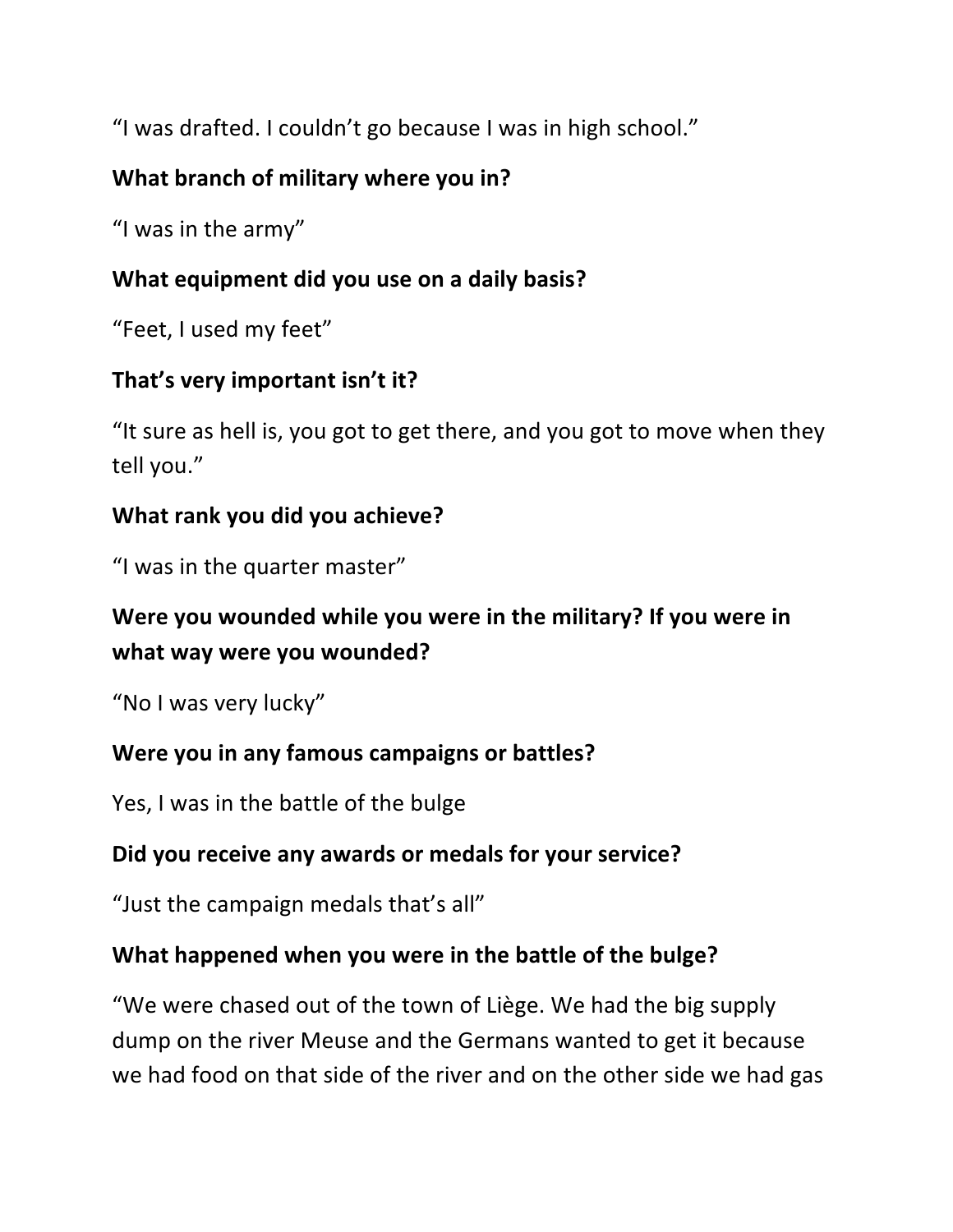“I was drafted. I couldn’t go because I was in high school.”

**What branch of military where you in?**

“I was in the army”

**What equipment did you use on a daily basis?**

“Feet, I used my feet”

**That’s very important isn’t it?**

“It sure as hell is, you got to get there, and you got to move when they tell you.”

**What rank you did you achieve?**

“I was in the quarter master”

**Were you wounded while you were in the military? If you were in what way were you wounded?**

“No I was very lucky”

**Were you in any famous campaigns or battles?**

Yes, I was in the battle of the bulge

**Did you receive any awards or medals for your service?**

“Just the campaign medals that’s all”

**What happened when you were in the battle of the bulge?**

“We were chased out of the town of Liège. We had the big supply dump on the river Meuse and the Germans wanted to get it because we had food on that side of the river and on the other side we had gas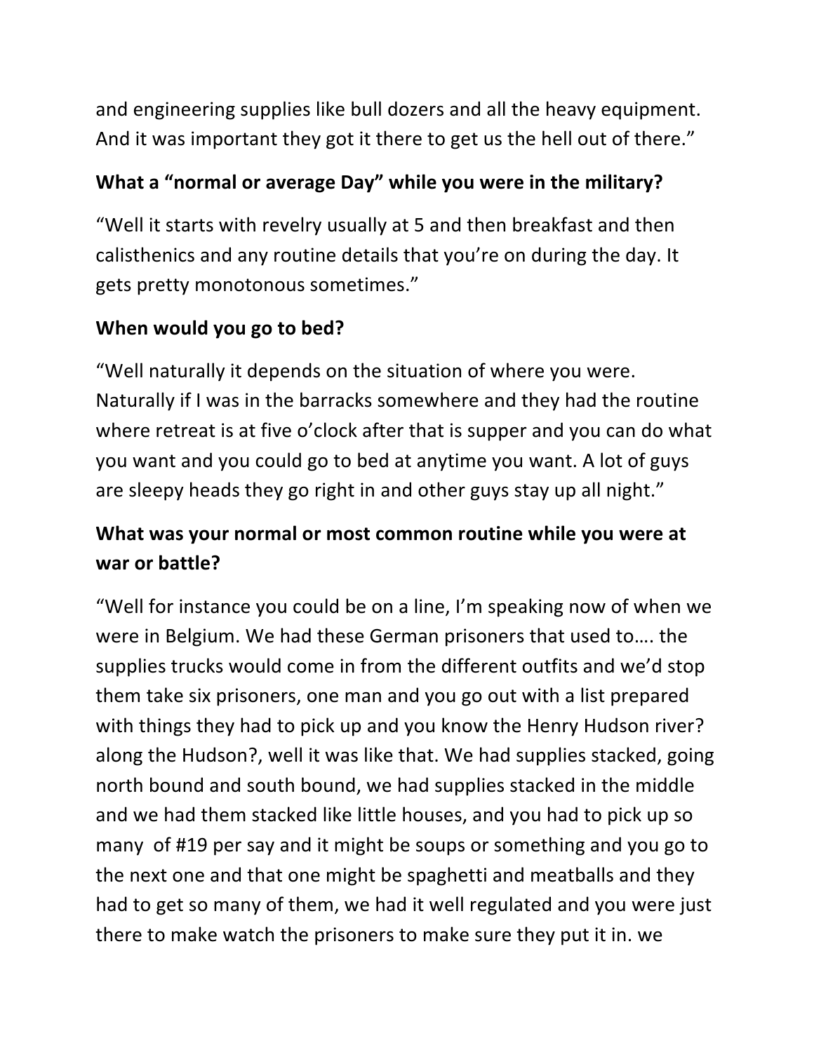and engineering supplies like bull dozers and all the heavy equipment. And it was important they got it there to get us the hell out of there."

**What a "normal or average Day" while you were in the military?**

"Well it starts with revelry usually at 5 and then breakfast and then calisthenics and any routine details that you're on during the day. It gets pretty monotonous sometimes."

**When would you go to bed?**

"Well naturally it depends on the situation of where you were. Naturally if I was in the barracks somewhere and they had the routine where retreat is at five o'clock after that is supper and you can do what you want and you could go to bed at anytime you want. A lot of guys are sleepy heads they go right in and other guys stay up all night."

**What was your normal or most common routine while you were at war or battle?**

"Well for instance you could be on a line, I'm speaking now of when we were in Belgium. We had these German prisoners that used to…. the supplies trucks would come in from the different outfits and we'd stop them take six prisoners, one man and you go out with a list prepared with things they had to pick up and you know the Henry Hudson river? along the Hudson?, well it was like that. We had supplies stacked, going north bound and south bound, we had supplies stacked in the middle and we had them stacked like little houses, and you had to pick up so many of #19 per say and it might be soups or something and you go to the next one and that one might be spaghetti and meatballs and they had to get so many of them, we had it well regulated and you were just there to make watch the prisoners to make sure they put it in. we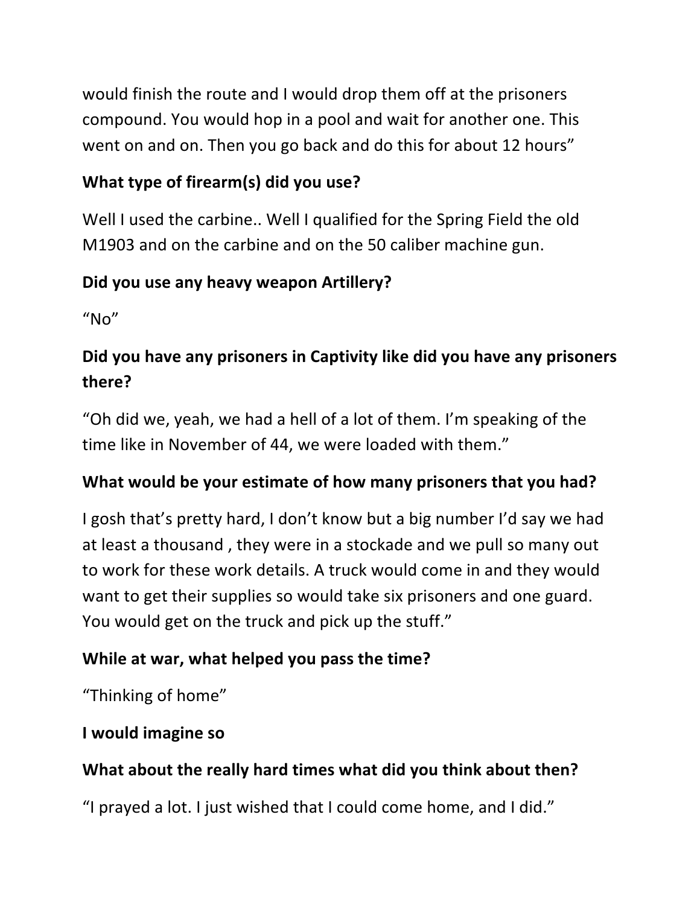would finish the route and I would drop them off at the prisoners compound. You would hop in a pool and wait for another one. This went on and on. Then you go back and do this for about 12 hours"

**What type of firearm(s) did you use?**

Well I used the carbine.. Well I qualified for the Spring Field the old M1903 and on the carbine and on the 50 caliber machine gun.

**Did you use any heavy weapon Artillery?**

"No"

**Did you have any prisoners in Captivity like did you have any prisoners there?**

"Oh did we, yeah, we had a hell of a lot of them. I'm speaking of the time like in November of 44, we were loaded with them."

**What would be your estimate of how many prisoners that you had?**

I gosh that's pretty hard, I don't know but a big number I'd say we had at least a thousand , they were in a stockade and we pull so many out to work for these work details. A truck would come in and they would want to get their supplies so would take six prisoners and one guard. You would get on the truck and pick up the stuff."

**While at war, what helped you pass the time?**

"Thinking of home"

**I would imagine so**

**What about the really hard times what did you think about then?**

"I prayed a lot. I just wished that I could come home, and I did."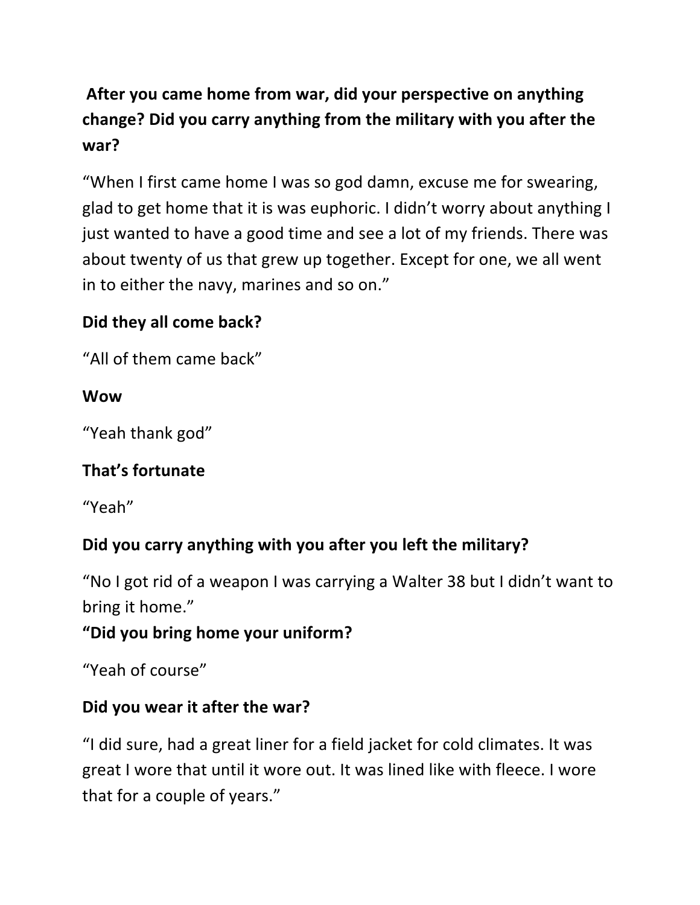**After you came home from war, did your perspective on anything change? Did you carry anything from the military with you after the war?**

"When I first came home I was so god damn, excuse me for swearing, glad to get home that it is was euphoric. I didn't worry about anything I just wanted to have a good time and see a lot of my friends. There was about twenty of us that grew up together. Except for one, we all went in to either the navy, marines and so on."

**Did they all come back?**

"All of them came back"

**Wow**

"Yeah thank god"

**That's fortunate**

"Yeah"

**Did you carry anything with you after you left the military?**

"No I got rid of a weapon I was carrying a Walter 38 but I didn't want to bring it home."

**"Did you bring home your uniform?**

"Yeah of course"

**Did you wear it after the war?**

"I did sure, had a great liner for a field jacket for cold climates. It was great I wore that until it wore out. It was lined like with fleece. I wore that for a couple of years."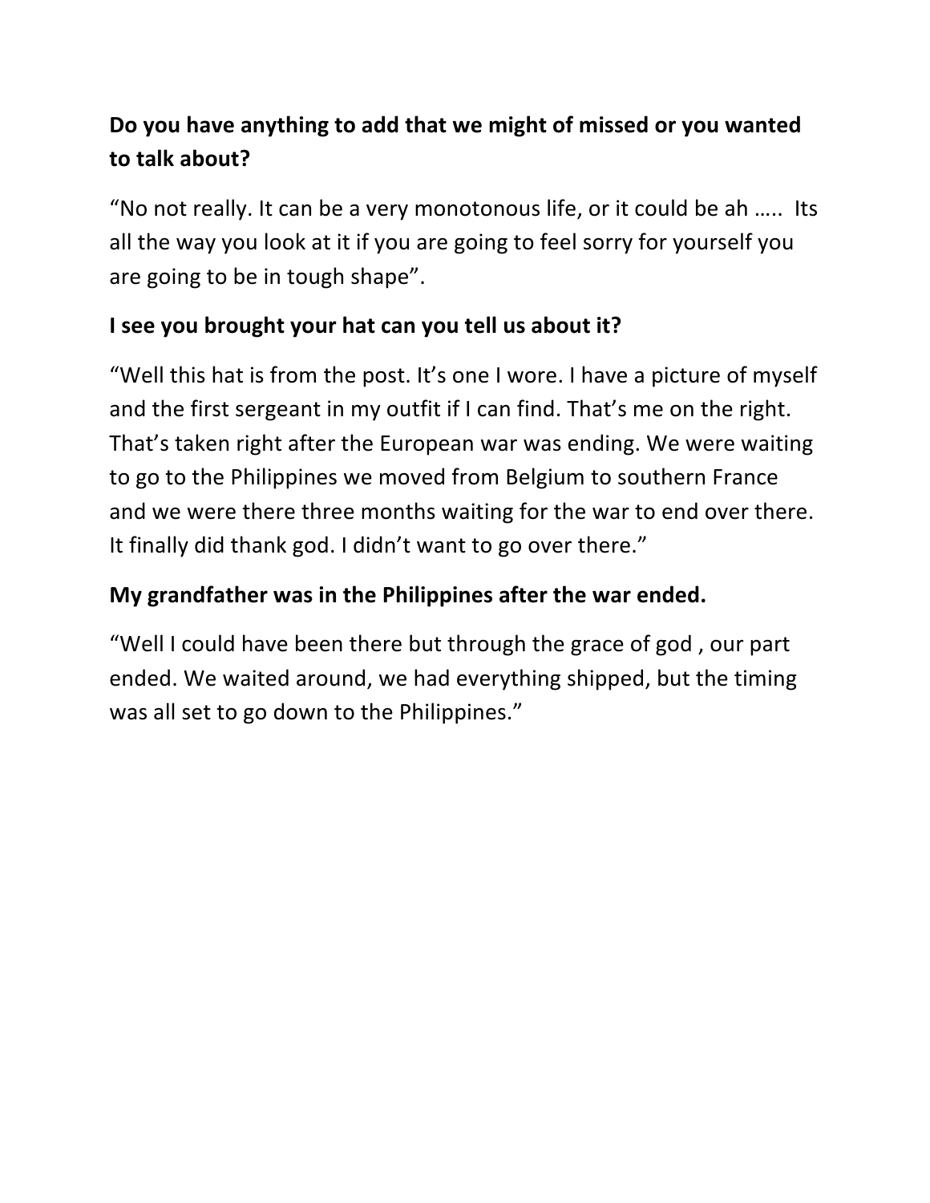**Do you have anything to add that we might of missed or you wanted to talk about?**

"No not really. It can be a very monotonous life, or it could be ah ….. Its all the way you look at it if you are going to feel sorry for yourself you are going to be in tough shape".

**I see you brought your hat can you tell us about it?**

"Well this hat is from the post. It's one I wore. I have a picture of myself and the first sergeant in my outfit if I can find. That's me on the right. That's taken right after the European war was ending. We were waiting to go to the Philippines we moved from Belgium to southern France and we were there three months waiting for the war to end over there. It finally did thank god. I didn't want to go over there."

**My grandfather was in the Philippines after the war ended.**

"Well I could have been there but through the grace of god , our part ended. We waited around, we had everything shipped, but the timing was all set to go down to the Philippines."